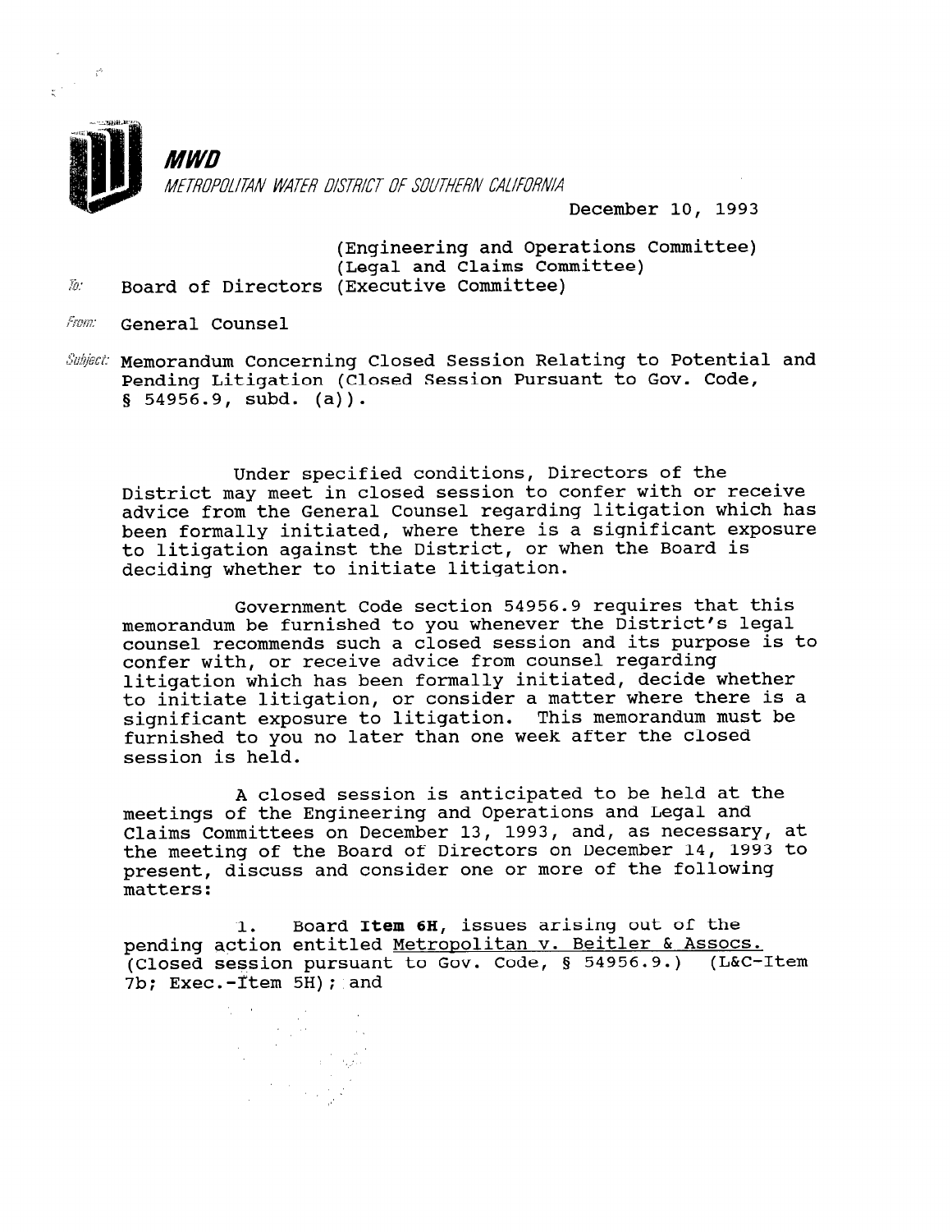**MWD**

*METROPOLITAN WATER DISTRICT OF SOUTHERN CALIFORNIA*

December 10, 1993

To: Board of Directors (Engineering and Operations Committee)
(Legal and Claims Committee)
(Executive Committee)

From: General Counsel

Subject: Memorandum Concerning Closed Session Relating to Potential and Pending Litigation (Closed Session Pursuant to Gov. Code, § 54956.9, subd. (a)).

Under specified conditions, Directors of the District may meet in closed session to confer with or receive advice from the General Counsel regarding litigation which has been formally initiated, where there is a significant exposure to litigation against the District, or when the Board is deciding whether to initiate litigation.

Government Code section 54956.9 requires that this memorandum be furnished to you whenever the District's legal counsel recommends such a closed session and its purpose is to confer with, or receive advice from counsel regarding litigation which has been formally initiated, decide whether to initiate litigation, or consider a matter where there is a significant exposure to litigation. This memorandum must be furnished to you no later than one week after the closed session is held.

A closed session is anticipated to be held at the meetings of the Engineering and Operations and Legal and Claims Committees on December 13, 1993, and, as necessary, at the meeting of the Board of Directors on December 14, 1993 to present, discuss and consider one or more of the following matters:

1. Board **Item 6H**, issues arising out of the pending action entitled Metropolitan v. Beitler & Assocs. (Closed session pursuant to Gov. Code, § 54956.9.) (L&C-Item 7b; Exec.-Item 5H); and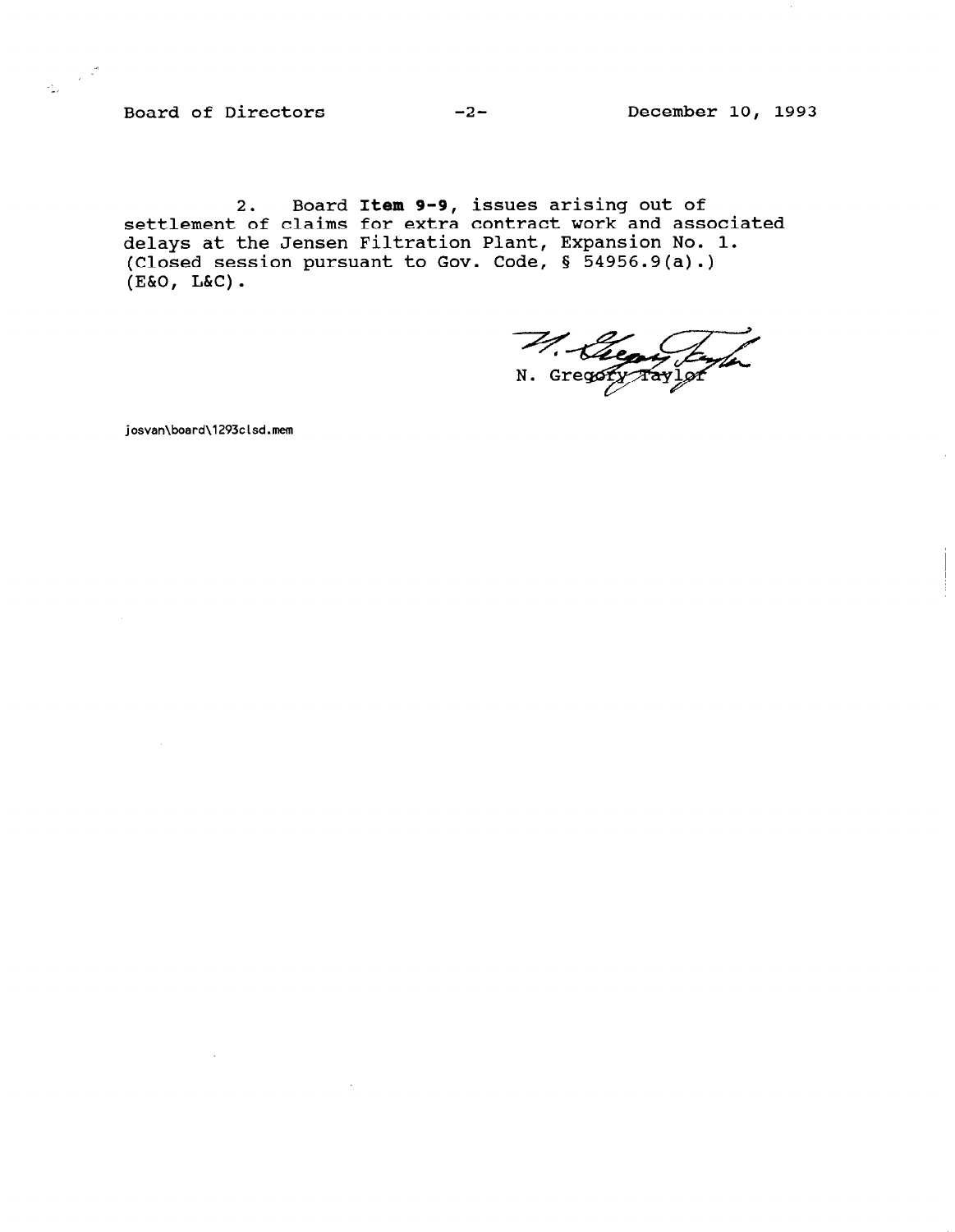2. Board **Item 9-9**, issues arising out of settlement of claims for extra contract work and associated delays at the Jensen Filtration Plant, Expansion No. 1. (Closed session pursuant to Gov. Code, § 54956.9(a).) (E&O, L&C).

N. Gregory Taylor

josvan\board\1293clsd.mem